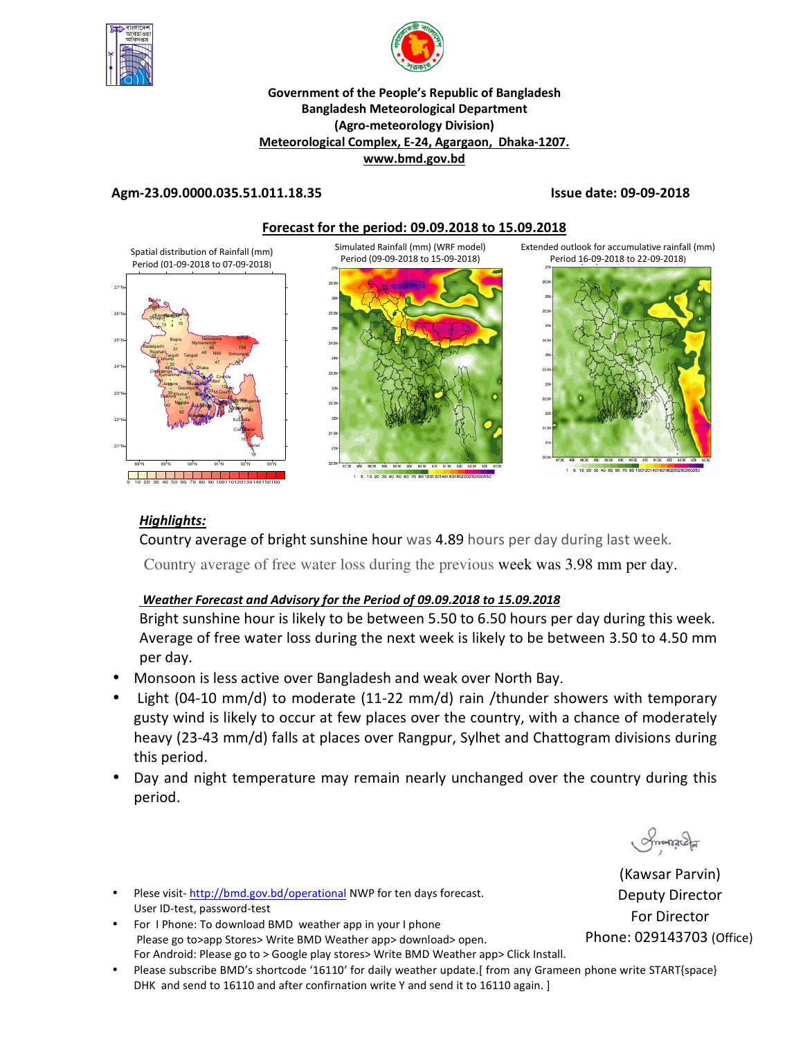**Government of the People's Republic of Bangladesh**
**Bangladesh Meteorological Department**
**(Agro-meteorology Division)**
**Meteorological Complex, E-24, Agargaon, Dhaka-1207.**
**www.bmd.gov.bd**

**Agm-23.09.0000.035.51.011.18.35** **Issue date: 09-09-2018**

## Forecast for the period: 09.09.2018 to 15.09.2018

Spatial distribution of Rainfall (mm) Period (01-09-2018 to 07-09-2018)

Simulated Rainfall (mm) (WRF model) Period (09-09-2018 to 15-09-2018)

Extended outlook for accumulative rainfall (mm) Period 16-09-2018 to 22-09-2018)

### *Highlights:*

Country average of bright sunshine hour was 4.89 hours per day during last week.

Country average of free water loss during the previous week was 3.98 mm per day.

***Weather Forecast and Advisory for the Period of 09.09.2018 to 15.09.2018***

Bright sunshine hour is likely to be between 5.50 to 6.50 hours per day during this week. Average of free water loss during the next week is likely to be between 3.50 to 4.50 mm per day.

- Monsoon is less active over Bangladesh and weak over North Bay.
- Light (04-10 mm/d) to moderate (11-22 mm/d) rain /thunder showers with temporary gusty wind is likely to occur at few places over the country, with a chance of moderately heavy (23-43 mm/d) falls at places over Rangpur, Sylhet and Chattogram divisions during this period.
- Day and night temperature may remain nearly unchanged over the country during this period.

(Kawsar Parvin)
Deputy Director
For Director
Phone: 029143703 (Office)

- Plese visit- http://bmd.gov.bd/operational NWP for ten days forecast. User ID-test, password-test
- For I Phone: To download BMD weather app in your I phone Please go to>app Stores> Write BMD Weather app> download> open. For Android: Please go to > Google play stores> Write BMD Weather app> Click Install.
- Please subscribe BMD's shortcode '16110' for daily weather update.[ from any Grameen phone write START{space} DHK and send to 16110 and after confirnation write Y and send it to 16110 again. ]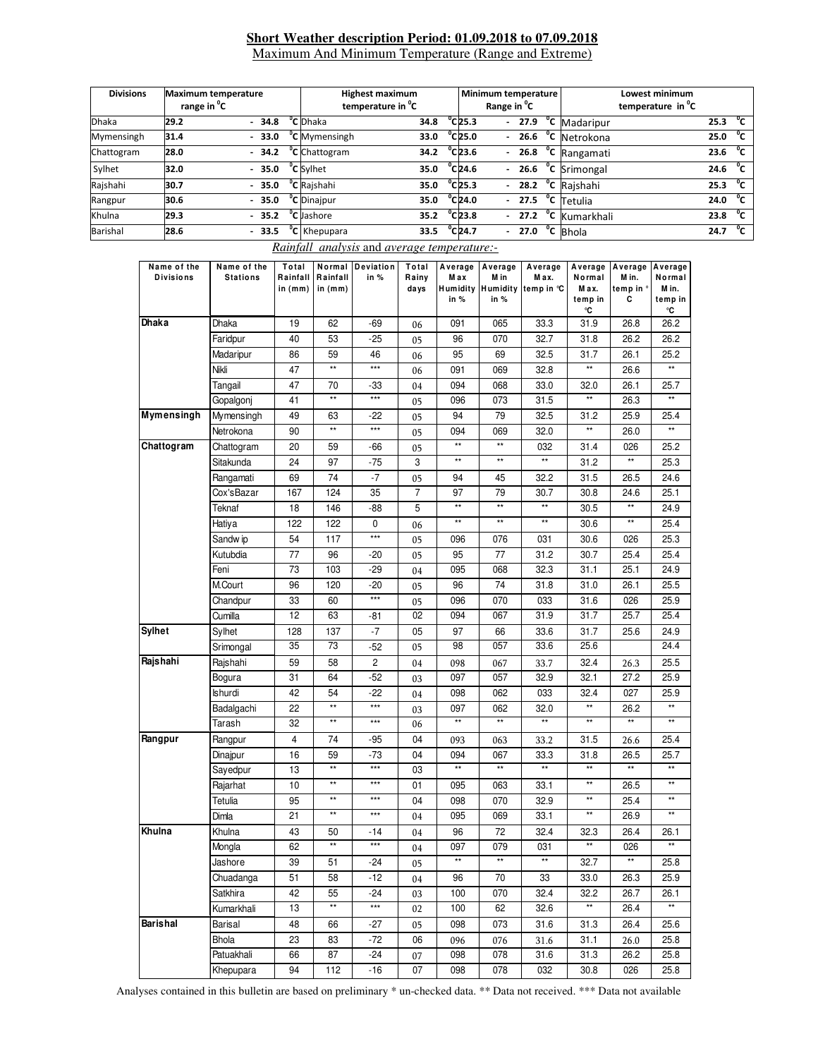**Short Weather description Period: 01.09.2018 to 07.09.2018**

Maximum And Minimum Temperature (Range and Extreme)

| Divisions | Maximum temperature range in °C | Highest maximum temperature in °C | | Minimum temperature Range in °C | Lowest minimum temperature in °C | |
|---|---|---|---|---|---|---|
| Dhaka | 29.2 - 34.8 °C | Dhaka | 34.8 °C | 25.3 - 27.9 °C | Madaripur | 25.3 °C |
| Mymensingh | 31.4 - 33.0 °C | Mymensingh | 33.0 °C | 25.0 - 26.6 °C | Netrokona | 25.0 °C |
| Chattogram | 28.0 - 34.2 °C | Chattogram | 34.2 °C | 23.6 - 26.8 °C | Rangamati | 23.6 °C |
| Sylhet | 32.0 - 35.0 °C | Sylhet | 35.0 °C | 24.6 - 26.6 °C | Srimongal | 24.6 °C |
| Rajshahi | 30.7 - 35.0 °C | Rajshahi | 35.0 °C | 25.3 - 28.2 °C | Rajshahi | 25.3 °C |
| Rangpur | 30.6 - 35.0 °C | Dinajpur | 35.0 °C | 24.0 - 27.5 °C | Tetulia | 24.0 °C |
| Khulna | 29.3 - 35.2 °C | Jashore | 35.2 °C | 23.8 - 27.2 °C | Kumarkhali | 23.8 °C |
| Barishal | 28.6 - 33.5 °C | Khepupara | 33.5 °C | 24.7 - 27.0 °C | Bhola | 24.7 °C |

*Rainfall analysis* and *average temperature:-*

| Name of the Divisions | Name of the Stations | Total Rainfall in (mm) | Normal Rainfall in (mm) | Deviation in % | Total Rainy days | Average Max Humidity in % | Average Min Humidity in % | Average Max. temp in °C | Average Normal Max. temp in °C | Average Min. temp in °C | Average Normal Min. temp in °C |
|---|---|---|---|---|---|---|---|---|---|---|---|
| **Dhaka** | Dhaka | 19 | 62 | -69 | 06 | 091 | 065 | 33.3 | 31.9 | 26.8 | 26.2 |
| | Faridpur | 40 | 53 | -25 | 05 | 96 | 070 | 32.7 | 31.8 | 26.2 | 26.2 |
| | Madaripur | 86 | 59 | 46 | 06 | 95 | 69 | 32.5 | 31.7 | 26.1 | 25.2 |
| | Nikli | 47 | ** | *** | 06 | 091 | 069 | 32.8 | ** | 26.6 | ** |
| | Tangail | 47 | 70 | -33 | 04 | 094 | 068 | 33.0 | 32.0 | 26.1 | 25.7 |
| | Gopalgonj | 41 | ** | *** | 05 | 096 | 073 | 31.5 | ** | 26.3 | ** |
| **Mymensingh** | Mymensingh | 49 | 63 | -22 | 05 | 94 | 79 | 32.5 | 31.2 | 25.9 | 25.4 |
| | Netrokona | 90 | ** | *** | 05 | 094 | 069 | 32.0 | ** | 26.0 | ** |
| **Chattogram** | Chattogram | 20 | 59 | -66 | 05 | ** | ** | 032 | 31.4 | 026 | 25.2 |
| | Sitakunda | 24 | 97 | -75 | 3 | ** | ** | ** | 31.2 | ** | 25.3 |
| | Rangamati | 69 | 74 | -7 | 05 | 94 | 45 | 32.2 | 31.5 | 26.5 | 24.6 |
| | Cox'sBazar | 167 | 124 | 35 | 7 | 97 | 79 | 30.7 | 30.8 | 24.6 | 25.1 |
| | Teknaf | 18 | 146 | -88 | 5 | ** | ** | ** | 30.5 | ** | 24.9 |
| | Hatiya | 122 | 122 | 0 | 06 | ** | ** | ** | 30.6 | ** | 25.4 |
| | Sandwip | 54 | 117 | *** | 05 | 096 | 076 | 031 | 30.6 | 026 | 25.3 |
| | Kutubdia | 77 | 96 | -20 | 05 | 95 | 77 | 31.2 | 30.7 | 25.4 | 25.4 |
| | Feni | 73 | 103 | -29 | 04 | 095 | 068 | 32.3 | 31.1 | 25.1 | 24.9 |
| | M.Court | 96 | 120 | -20 | 05 | 96 | 74 | 31.8 | 31.0 | 26.1 | 25.5 |
| | Chandpur | 33 | 60 | *** | 05 | 096 | 070 | 033 | 31.6 | 026 | 25.9 |
| | Cumilla | 12 | 63 | -81 | 02 | 094 | 067 | 31.9 | 31.7 | 25.7 | 25.4 |
| **Sylhet** | Sylhet | 128 | 137 | -7 | 05 | 97 | 66 | 33.6 | 31.7 | 25.6 | 24.9 |
| | Srimongal | 35 | 73 | -52 | 05 | 98 | 057 | 33.6 | 25.6 | | 24.4 |
| **Rajshahi** | Rajshahi | 59 | 58 | 2 | 04 | 098 | 067 | 33.7 | 32.4 | 26.3 | 25.5 |
| | Bogura | 31 | 64 | -52 | 03 | 097 | 057 | 32.9 | 32.1 | 27.2 | 25.9 |
| | Ishurdi | 42 | 54 | -22 | 04 | 098 | 062 | 033 | 32.4 | 027 | 25.9 |
| | Badalgachi | 22 | ** | *** | 03 | 097 | 062 | 32.0 | ** | 26.2 | ** |
| | Tarash | 32 | ** | *** | 06 | ** | ** | ** | ** | ** | ** |
| **Rangpur** | Rangpur | 4 | 74 | -95 | 04 | 093 | 063 | 33.2 | 31.5 | 26.6 | 25.4 |
| | Dinajpur | 16 | 59 | -73 | 04 | 094 | 067 | 33.3 | 31.8 | 26.5 | 25.7 |
| | Sayedpur | 13 | ** | *** | 03 | ** | ** | ** | ** | ** | ** |
| | Rajarhat | 10 | ** | *** | 01 | 095 | 063 | 33.1 | ** | 26.5 | ** |
| | Tetulia | 95 | ** | *** | 04 | 098 | 070 | 32.9 | ** | 25.4 | ** |
| | Dimla | 21 | ** | *** | 04 | 095 | 069 | 33.1 | ** | 26.9 | ** |
| **Khulna** | Khulna | 43 | 50 | -14 | 04 | 96 | 72 | 32.4 | 32.3 | 26.4 | 26.1 |
| | Mongla | 62 | ** | *** | 04 | 097 | 079 | 031 | ** | 026 | ** |
| | Jashore | 39 | 51 | -24 | 05 | ** | ** | ** | 32.7 | ** | 25.8 |
| | Chuadanga | 51 | 58 | -12 | 04 | 96 | 70 | 33 | 33.0 | 26.3 | 25.9 |
| | Satkhira | 42 | 55 | -24 | 03 | 100 | 070 | 32.4 | 32.2 | 26.7 | 26.1 |
| | Kumarkhali | 13 | ** | *** | 02 | 100 | 62 | 32.6 | ** | 26.4 | ** |
| **Barishal** | Barisal | 48 | 66 | -27 | 05 | 098 | 073 | 31.6 | 31.3 | 26.4 | 25.6 |
| | Bhola | 23 | 83 | -72 | 06 | 096 | 076 | 31.6 | 31.1 | 26.0 | 25.8 |
| | Patuakhali | 66 | 87 | -24 | 07 | 098 | 078 | 31.6 | 31.3 | 26.2 | 25.8 |
| | Khepupara | 94 | 112 | -16 | 07 | 098 | 078 | 032 | 30.8 | 026 | 25.8 |

Analyses contained in this bulletin are based on preliminary * un-checked data. ** Data not received. *** Data not available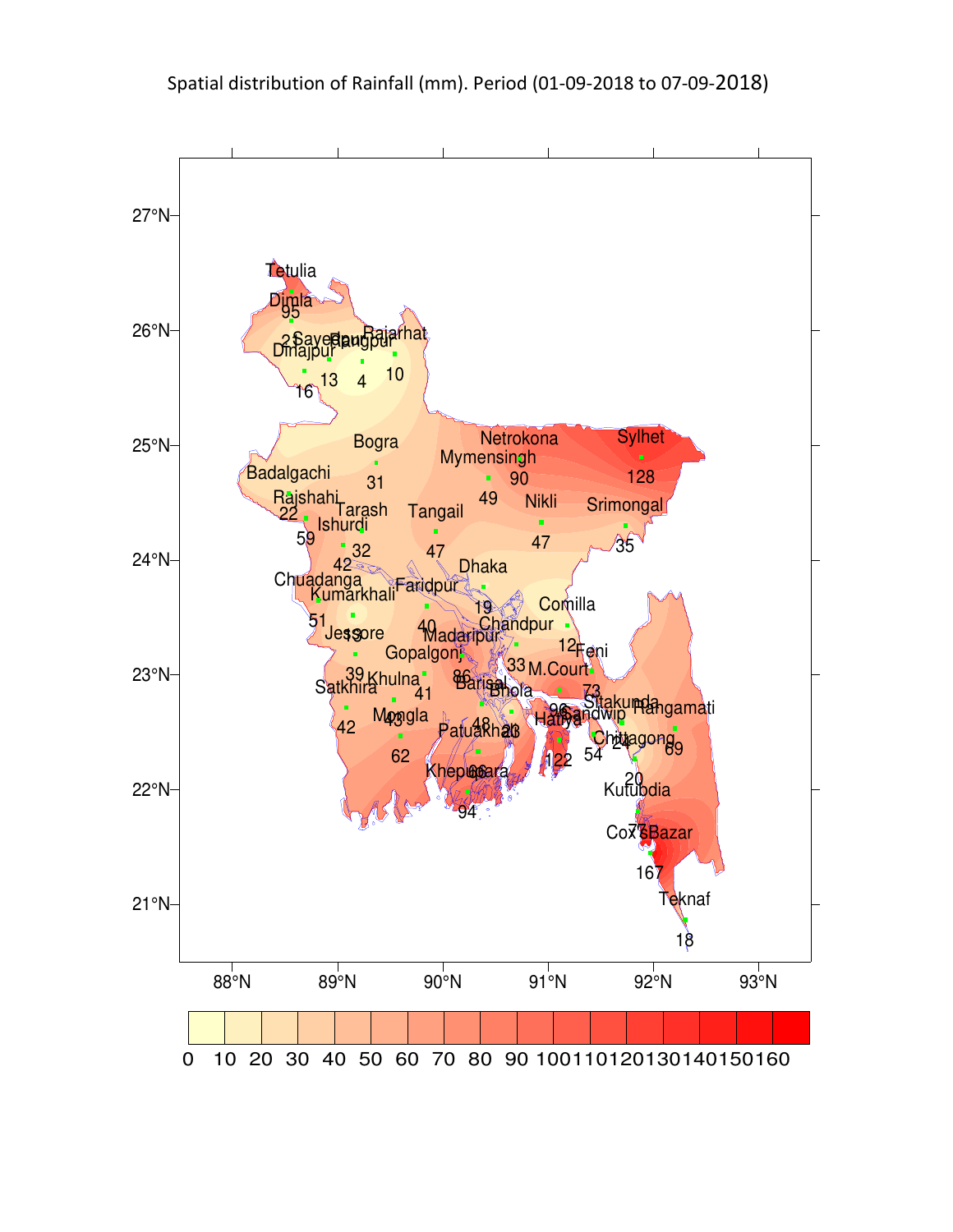Spatial distribution of Rainfall (mm). Period (01-09-2018 to 07-09-2018)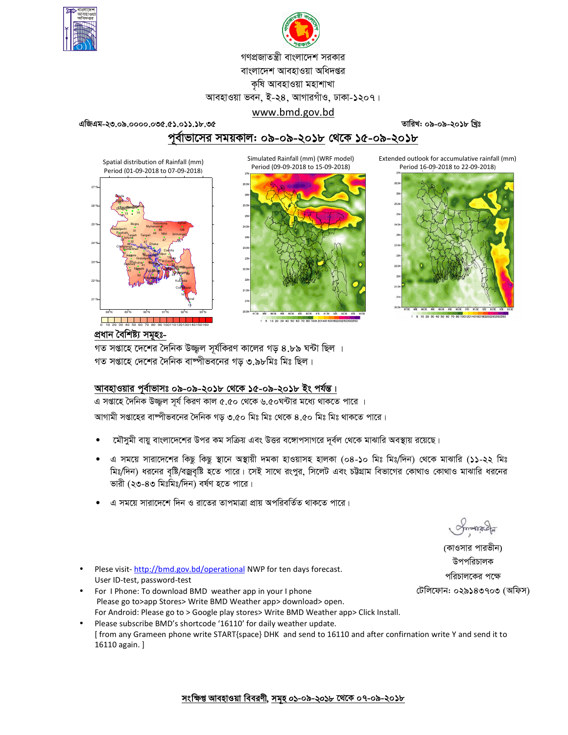গণপ্রজাতন্ত্রী বাংলাদেশ সরকার

বাংলাদেশ আবহাওয়া অধিদপ্তর

কৃষি আবহাওয়া মহাশাখা

আবহাওয়া ভবন, ই-২৪, আগারগাঁও, ঢাকা-১২০৭।

www.bmd.gov.bd

এজিএম-২৩.০৯.০০০০.০৩৫.৫১.০১১.১৮.৩৫ তারিখ: ০৯-০৯-২০১৮ খ্রিঃ

## পূর্বাভাসের সময়কাল: ০৯-০৯-২০১৮ থেকে ১৫-০৯-২০১৮

Spatial distribution of Rainfall (mm) Period (01-09-2018 to 07-09-2018)

Simulated Rainfall (mm) (WRF model) Period (09-09-2018 to 15-09-2018)

Extended outlook for accumulative rainfall (mm) Period 16-09-2018 to 22-09-2018)

### প্রধান বৈশিষ্ট্য সমূহঃ-

গত সপ্তাহে দেশের দৈনিক উজ্জ্বল সূর্যকিরণ কালের গড় ৪.৮৯ ঘন্টা ছিল ।

গত সপ্তাহে দেশের দৈনিক বাষ্পীভবনের গড় ৩.৯৮মিঃ মিঃ ছিল।

### আবহাওয়ার পূর্বাভাসঃ ০৯-০৯-২০১৮ থেকে ১৫-০৯-২০১৮ ইং পর্যন্ত।

এ সপ্তাহে দৈনিক উজ্জ্বল সূর্য কিরণ কাল ৫.৫০ থেকে ৬.৫০ঘন্টার মধ্যে থাকতে পারে ।

আগামী সপ্তাহের বাষ্পীভবনের দৈনিক গড় ৩.৫০ মিঃ মিঃ থেকে ৪.৫০ মিঃ মিঃ থাকতে পারে।

- মৌসুমী বায়ু বাংলাদেশের উপর কম সক্রিয় এবং উত্তর বঙ্গোপসাগরে দূর্বল থেকে মাঝারি অবস্থায় রয়েছে।
- এ সময়ে সারাদেশের কিছু কিছু স্থানে অস্থায়ী দমকা হাওয়াসহ হালকা (০৪-১০ মিঃ মিঃ/দিন) থেকে মাঝারি (১১-২২ মিঃ মিঃ/দিন) ধরনের বৃষ্টি/বজ্রবৃষ্টি হতে পারে। সেই সাথে রংপুর, সিলেট এবং চট্টগ্রাম বিভাগের কোথাও কোথাও মাঝারি ধরনের ভারী (২৩-৪৩ মিঃমিঃ/দিন) বর্ষণ হতে পারে।
- এ সময়ে সারাদেশে দিন ও রাতের তাপমাত্রা প্রায় অপরিবর্তিত থাকতে পারে।

(কাওসার পারভীন)

উপপরিচালক

পরিচালকের পক্ষে

টেলিফোন: ০২৯১৪৩৭০৩ (অফিস)

- Plese visit- http://bmd.gov.bd/operational NWP for ten days forecast.
  User ID-test, password-test
- For I Phone: To download BMD weather app in your I phone
  Please go to>app Stores> Write BMD Weather app> download> open.
  For Android: Please go to > Google play stores> Write BMD Weather app> Click Install.
- Please subscribe BMD's shortcode '16110' for daily weather update.
  [ from any Grameen phone write START{space} DHK and send to 16110 and after confirnation write Y and send it to 16110 again. ]

## সংক্ষিপ্ত আবহাওয়া বিবরণী, সমূহ ০১-০৯-২০১৮ থেকে ০৭-০৯-২০১৮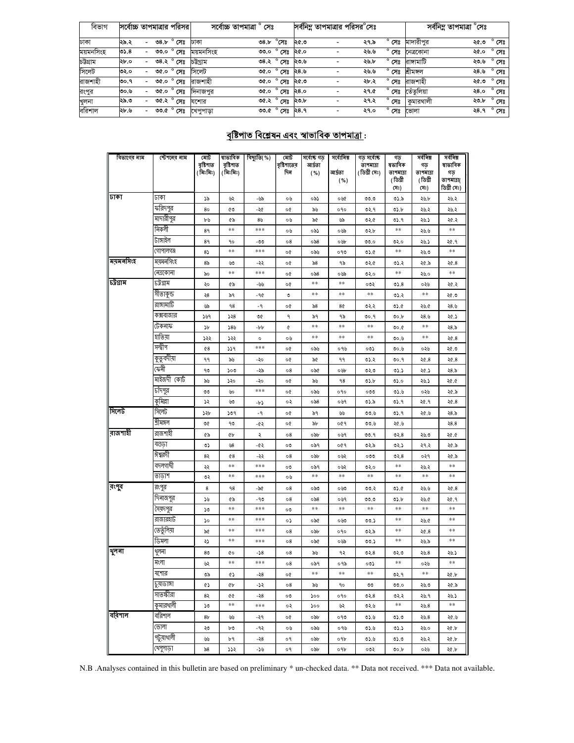| বিভাগ | সর্বোচ্চ তাপমাত্রার পরিসর | সর্বোচ্চ তাপমাত্রা ° সেঃ | | সর্বনিম্ন তাপমাত্রার পরিসর °সেঃ | সর্বনিম্ন তাপমাত্রা °সেঃ | |
|---|---|---|---|---|---|---|
| ঢাকা | ২৯.২ - ৩৪.৮ ° সেঃ | ঢাকা | ৩৪.৮ °সেঃ | ২৫.৩ - ২৭.৯ ° সেঃ | মাদারীপুর | ২৫.৩ ° সেঃ |
| ময়মনসিংহ | ৩১.৪ - ৩৩.০ ° সেঃ | ময়মনসিংহ | ৩৩.০ ° সেঃ | ২৫.০ - ২৬.৬ ° সেঃ | নেত্রকোনা | ২৫.০ ° সেঃ |
| চট্টগ্রাম | ২৮.০ - ৩৪.২ ° সেঃ | চট্টগ্রাম | ৩৪.২ ° সেঃ | ২৩.৬ - ২৬.৮ ° সেঃ | রাঙ্গামাটি | ২৩.৬ ° সেঃ |
| সিলেট | ৩২.০ - ৩৫.০ ° সেঃ | সিলেট | ৩৫.০ ° সেঃ | ২৪.৬ - ২৬.৬ ° সেঃ | শ্রীমঙ্গল | ২৪.৬ ° সেঃ |
| রাজশাহী | ৩০.৭ - ৩৫.০ ° সেঃ | রাজশাহী | ৩৫.০ ° সেঃ | ২৫.৩ - ২৮.২ ° সেঃ | রাজশাহী | ২৫.৩ ° সেঃ |
| রংপুর | ৩০.৬ - ৩৫.০ ° সেঃ | দিনাজপুর | ৩৫.০ ° সেঃ | ২৪.০ - ২৭.৫ ° সেঃ | তেঁতুলিয়া | ২৪.০ ° সেঃ |
| খুলনা | ২৯.৩ - ৩৫.২ ° সেঃ | যশোর | ৩৫.২ ° সেঃ | ২৩.৮ - ২৭.২ ° সেঃ | কুমারখালী | ২৩.৮ ° সেঃ |
| বরিশাল | ২৮.৬ - ৩৩.৫ ° সেঃ | খেপুপাড়া | ৩৩.৫ ° সেঃ | ২৪.৭ - ২৭.০ ° সেঃ | ভোলা | ২৪.৭ ° সেঃ |

## বৃষ্টিপাত বিশ্লেষন এবং স্বাভাবিক তাপমাত্রা :

| বিভাগের নাম | স্টেশনের নাম | মোট বৃষ্টিপাত (মিঃমিঃ) | স্বাভাবিক বৃষ্টিপাত (মিঃমিঃ) | বিচ্যুতি(%) | মোট বৃষ্টিপাতের দিন | সর্বোচ্চ গড় আর্দ্রতা (%) | সর্বোনিম্ন আর্দ্রতা (%) | গড় সর্বোচ্চ তাপমাত্রা (ডিগ্রী সেঃ) | গড় স্বাভাবিক তাপমাত্রা (ডিগ্রী সেঃ) | সর্বনিম্ন গড় তাপমাত্রা (ডিগ্রী সেঃ) | সর্বনিম্ন স্বাভাবিক গড় তাপমাত্রা( ডিগ্রী সেঃ) |
|---|---|---|---|---|---|---|---|---|---|---|---|
| ঢাকা | ঢাকা | ১৯ | ৬২ | -৬৯ | ০৬ | ০৯১ | ০৬৫ | ৩৩.৩ | ৩১.৯ | ২৬.৮ | ২৬.২ |
| | ফরিদপুর | ৪০ | ৫৩ | -২৫ | ০৫ | ৯৬ | ০৭০ | ৩২.৭ | ৩১.৮ | ২৬.২ | ২৬.২ |
| | মাদারীপুর | ৮৬ | ৫৯ | ৪৬ | ০৬ | ৯৫ | ৬৯ | ৩২.৫ | ৩১.৭ | ২৬.১ | ২৫.২ |
| | নিকলী | ৪৭ | ** | *** | ০৬ | ০৯১ | ০৬৯ | ৩২.৮ | ** | ২৬.৬ | ** |
| | টাঙ্গাইল | ৪৭ | ৭০ | -৩৩ | ০৪ | ০৯৪ | ০৬৮ | ৩৩.০ | ৩২.০ | ২৬.১ | ২৫.৭ |
| | গোপালগঞ্জ | ৪১ | ** | *** | ০৫ | ০৯৬ | ০৭৩ | ৩১.৫ | ** | ২৬.৩ | ** |
| ময়মনসিংহ | ময়মনসিংহ | ৪৯ | ৬৩ | -২২ | ০৫ | ৯৪ | ৭৯ | ৩২.৫ | ৩১.২ | ২৫.৯ | ২৫.৪ |
| | নেত্রকোনা | ৯০ | ** | *** | ০৫ | ০৯৪ | ০৬৯ | ৩২.০ | ** | ২৬.০ | ** |
| চট্টগ্রাম | চট্টগ্রাম | ২০ | ৫৯ | -৬৬ | ০৫ | ** | ** | ০৩২ | ৩১.৪ | ০২৬ | ২৫.২ |
| | সীতাকুন্ড | ২৪ | ৯৭ | -৭৫ | ৩ | ** | ** | ** | ৩১.২ | ** | ২৫.৩ |
| | রাঙ্গামাটি | ৬৯ | ৭৪ | -৭ | ০৫ | ৯৪ | ৪৫ | ৩২.২ | ৩১.৫ | ২৬.৫ | ২৪.৬ |
| | কক্সবাজার | ১৬৭ | ১২৪ | ৩৫ | ৭ | ৯৭ | ৭৯ | ৩০.৭ | ৩০.৮ | ২৪.৬ | ২৫.১ |
| | টেকনাফ | ১৮ | ১৪৬ | -৮৮ | ৫ | ** | ** | ** | ৩০.৫ | ** | ২৪.৯ |
| | হাতিয়া | ১২২ | ১২২ | ০ | ০৬ | ** | ** | ** | ৩০.৬ | ** | ২৫.৪ |
| | সন্দ্বীপ | ৫৪ | ১১৭ | *** | ০৫ | ০৯৬ | ০৭৬ | ০৩১ | ৩০.৬ | ০২৬ | ২৫.৩ |
| | কুতুবদীয়া | ৭৭ | ৯৬ | -২০ | ০৫ | ৯৫ | ৭৭ | ৩১.২ | ৩০.৭ | ২৫.৪ | ২৫.৪ |
| | ফেনী | ৭৩ | ১০৩ | -২৯ | ০৪ | ০৯৫ | ০৬৮ | ৩২.৩ | ৩১.১ | ২৫.১ | ২৪.৯ |
| | মাইজদী কোর্ট | ৯৬ | ১২০ | -২০ | ০৫ | ৯৬ | ৭৪ | ৩১.৮ | ৩১.০ | ২৬.১ | ২৫.৫ |
| | চাঁদপুর | ৩৩ | ৬০ | *** | ০৫ | ০৯৬ | ০৭০ | ০৩৩ | ৩১.৬ | ০২৬ | ২৫.৯ |
| | কুমিল্লা | ১২ | ৬৩ | -৮১ | ০২ | ০৯৪ | ০৬৭ | ৩১.৯ | ৩১.৭ | ২৫.৭ | ২৫.৪ |
| সিলেট | সিলেট | ১২৮ | ১৩৭ | -৭ | ০৫ | ৯৭ | ৬৬ | ৩৩.৬ | ৩১.৭ | ২৫.৬ | ২৪.৯ |
| | শ্রীমঙ্গল | ৩৫ | ৭৩ | -৫২ | ০৫ | ৯৮ | ০৫৭ | ৩৩.৬ | ২৫.৬ | | ২৪.৪ |
| রাজশাহী | রাজশাহী | ৫৯ | ৫৮ | ২ | ০৪ | ০৯৮ | ০৬৭ | ৩৩.৭ | ৩২.৪ | ২৬.৩ | ২৫.৫ |
| | বগুড়া | ৩১ | ৬৪ | -৫২ | ০৩ | ০৯৭ | ০৫৭ | ৩২.৯ | ৩২.১ | ২৭.২ | ২৫.৯ |
| | ঈশ্বরদী | ৪২ | ৫৪ | -২২ | ০৪ | ০৯৮ | ০৬২ | ০৩৩ | ৩২.৪ | ০২৭ | ২৫.৯ |
| | বদলগাছী | ২২ | ** | *** | ০৩ | ০৯৭ | ০৬২ | ৩২.০ | ** | ২৬.২ | ** |
| | তাড়াশ | ৩২ | ** | *** | ০৬ | ** | ** | ** | ** | ** | ** |
| রংপুর | রংপুর | ৪ | ৭৪ | -৯৫ | ০৪ | ০৯৩ | ০৬৩ | ৩৩.২ | ৩১.৫ | ২৬.৬ | ২৫.৪ |
| | দিনাজপুর | ১৬ | ৫৯ | -৭৩ | ০৪ | ০৯৪ | ০৬৭ | ৩৩.৩ | ৩১.৮ | ২৬.৫ | ২৫.৭ |
| | সৈয়দপুর | ১৩ | ** | *** | ০৩ | ** | ** | ** | ** | ** | ** |
| | রাজারহাট | ১০ | ** | *** | ০১ | ০৯৫ | ০৬৩ | ৩৩.১ | ** | ২৬.৫ | ** |
| | তেতুঁলিয়া | ৯৫ | ** | *** | ০৪ | ০৯৮ | ০৭০ | ৩২.৯ | ** | ২৫.৪ | ** |
| | ডিমলা | ২১ | ** | *** | ০৪ | ০৯৫ | ০৬৯ | ৩৩.১ | ** | ২৬.৯ | ** |
| খুলনা | খুলনা | ৪৩ | ৫০ | -১৪ | ০৪ | ৯৬ | ৭২ | ৩২.৪ | ৩২.৩ | ২৬.৪ | ২৬.১ |
| | মংলা | ৬২ | ** | *** | ০৪ | ০৯৭ | ০৭৯ | ০৩১ | ** | ০২৬ | ** |
| | যশোর | ৩৯ | ৫১ | -২৪ | ০৫ | ** | ** | ** | ৩২.৭ | ** | ২৫.৮ |
| | চুয়াডাঙ্গা | ৫১ | ৫৮ | -১২ | ০৪ | ৯৬ | ৭০ | ৩৩ | ৩৩.০ | ২৬.৩ | ২৫.৯ |
| | সাতক্ষীরা | ৪২ | ৫৫ | -২৪ | ০৩ | ১০০ | ০৭০ | ৩২.৪ | ৩২.২ | ২৬.৭ | ২৬.১ |
| | কুমারখালী | ১৩ | ** | *** | ০২ | ১০০ | ৬২ | ৩২.৬ | ** | ২৬.৪ | ** |
| বরিশাল | বরিশাল | ৪৮ | ৬৬ | -২৭ | ০৫ | ০৯৮ | ০৭৩ | ৩১.৬ | ৩১.৩ | ২৬.৪ | ২৫.৬ |
| | ভোলা | ২৩ | ৮৩ | -৭২ | ০৬ | ০৯৬ | ০৭৬ | ৩১.৬ | ৩১.১ | ২৬.০ | ২৫.৮ |
| | পটুয়াখালী | ৬৬ | ৮৭ | -২৪ | ০৭ | ০৯৮ | ০৭৮ | ৩১.৬ | ৩১.৩ | ২৬.২ | ২৫.৮ |
| | খেপুপাড়া | ৯৪ | ১১২ | -১৬ | ০৭ | ০৯৮ | ০৭৮ | ০৩২ | ৩০.৮ | ০২৬ | ২৫.৮ |

N.B .Analyses contained in this bulletin are based on preliminary * un-checked data. ** Data not received. *** Data not available.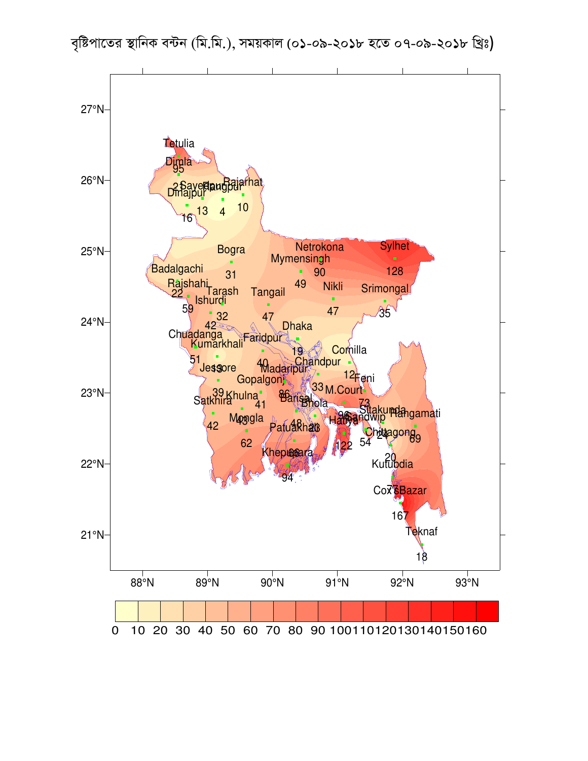# বৃষ্টিপাতের স্থানিক বন্টন (মি.মি.), সময়কাল (০১-০৯-২০১৮ হতে ০৭-০৯-২০১৮ খ্রিঃ)

27°N
26°N
25°N
24°N
23°N
22°N
21°N

88°N 89°N 90°N 91°N 92°N 93°N

Tetulia
Dimla
95
23
Sayedpur
Rangpur
Rajarhat
Dinajpur
13
4
10
16
Bogra
31
Badalgachi
Rajshahi
22
Tarash
Ishurdi
59
32
42
Netrokona
90
Mymensingh
49
Sylhet
128
Nikli
47
Srimongal
35
Tangail
47
Dhaka
19
Chuadanga
Kumarkhali
51
Faridpur
40
Jessore
13
Madaripur
Chandpur
Comilla
12
Feni
Gopalgonj
39
Khulna
41
86
Barisal
33
M.Court
73
Bhola
Satkhira
42
Mongla
43
62
48
Patuakhali
20
96
Hatiya
Sandwip
Sitakunda
Rangamati
69
Chittagong
24
54
122
Khepupara
66
94
20
Kutubdia
77
Cox'sBazar
167
Teknaf
18

0 10 20 30 40 50 60 70 80 90 100 110 120 130 140 150 160